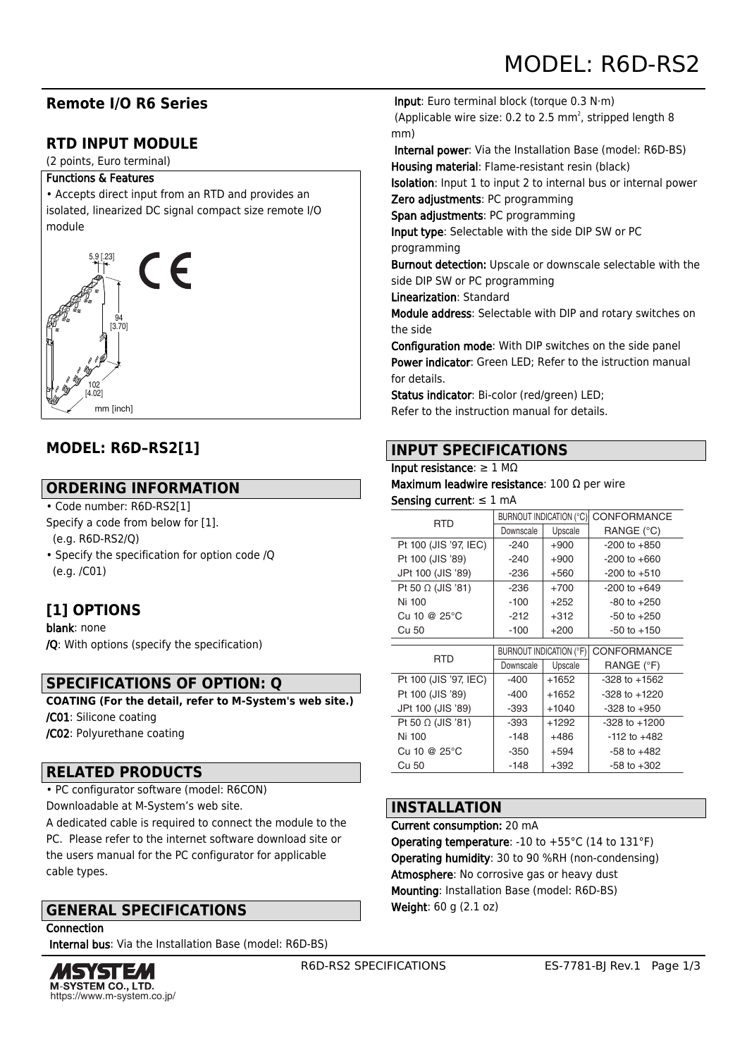# MODEL: R6D-RS2

## Remote I/O R6 Series

## RTD INPUT MODULE

(2 points, Euro terminal)

**Functions & Features**

• Accepts direct input from an RTD and provides an isolated, linearized DC signal compact size remote I/O module

5.9 [.23]

94 [3.70]

102 [4.02]

mm [inch]

## MODEL: R6D–RS2[1]

## ORDERING INFORMATION

• Code number: R6D-RS2[1]
Specify a code from below for [1].
(e.g. R6D-RS2/Q)
• Specify the specification for option code /Q
(e.g. /C01)

## [1] OPTIONS

**blank**: none
**/Q**: With options (specify the specification)

## SPECIFICATIONS OF OPTION: Q

**COATING (For the detail, refer to M-System's web site.)**
**/C01**: Silicone coating
**/C02**: Polyurethane coating

## RELATED PRODUCTS

• PC configurator software (model: R6CON)
Downloadable at M-System's web site.
A dedicated cable is required to connect the module to the PC. Please refer to the internet software download site or the users manual for the PC configurator for applicable cable types.

## GENERAL SPECIFICATIONS

**Connection**
**Internal bus**: Via the Installation Base (model: R6D-BS)
**Input**: Euro terminal block (torque 0.3 N·m)
(Applicable wire size: 0.2 to 2.5 $mm^2$, stripped length 8 mm)
**Internal power**: Via the Installation Base (model: R6D-BS)
**Housing material**: Flame-resistant resin (black)
**Isolation**: Input 1 to input 2 to internal bus or internal power
**Zero adjustments**: PC programming
**Span adjustments**: PC programming
**Input type**: Selectable with the side DIP SW or PC programming
**Burnout detection:** Upscale or downscale selectable with the side DIP SW or PC programming
**Linearization**: Standard
**Module address**: Selectable with DIP and rotary switches on the side
**Configuration mode**: With DIP switches on the side panel
**Power indicator**: Green LED; Refer to the istruction manual for details.
**Status indicator**: Bi-color (red/green) LED;
Refer to the instruction manual for details.

## INPUT SPECIFICATIONS

**Input resistance**: ≥ 1 MΩ
**Maximum leadwire resistance**: 100 Ω per wire
**Sensing current**: ≤ 1 mA

| RTD | BURNOUT INDICATION (°C) | | CONFORMANCE |
|---|---|---|---|
| | Downscale | Upscale | RANGE (°C) |
| Pt 100 (JIS '97, IEC) | -240 | +900 | -200 to +850 |
| Pt 100 (JIS '89) | -240 | +900 | -200 to +660 |
| JPt 100 (JIS '89) | -236 | +560 | -200 to +510 |
| Pt 50 Ω (JIS '81) | -236 | +700 | -200 to +649 |
| Ni 100 | -100 | +252 | -80 to +250 |
| Cu 10 @ 25°C | -212 | +312 | -50 to +250 |
| Cu 50 | -100 | +200 | -50 to +150 |

| RTD | BURNOUT INDICATION (°F) | | CONFORMANCE |
|---|---|---|---|
| | Downscale | Upscale | RANGE (°F) |
| Pt 100 (JIS '97, IEC) | -400 | +1652 | -328 to +1562 |
| Pt 100 (JIS '89) | -400 | +1652 | -328 to +1220 |
| JPt 100 (JIS '89) | -393 | +1040 | -328 to +950 |
| Pt 50 Ω (JIS '81) | -393 | +1292 | -328 to +1200 |
| Ni 100 | -148 | +486 | -112 to +482 |
| Cu 10 @ 25°C | -350 | +594 | -58 to +482 |
| Cu 50 | -148 | +392 | -58 to +302 |

## INSTALLATION

**Current consumption:** 20 mA
**Operating temperature**: -10 to +55°C (14 to 131°F)
**Operating humidity**: 30 to 90 %RH (non-condensing)
**Atmosphere**: No corrosive gas or heavy dust
**Mounting**: Installation Base (model: R6D-BS)
**Weight**: 60 g (2.1 oz)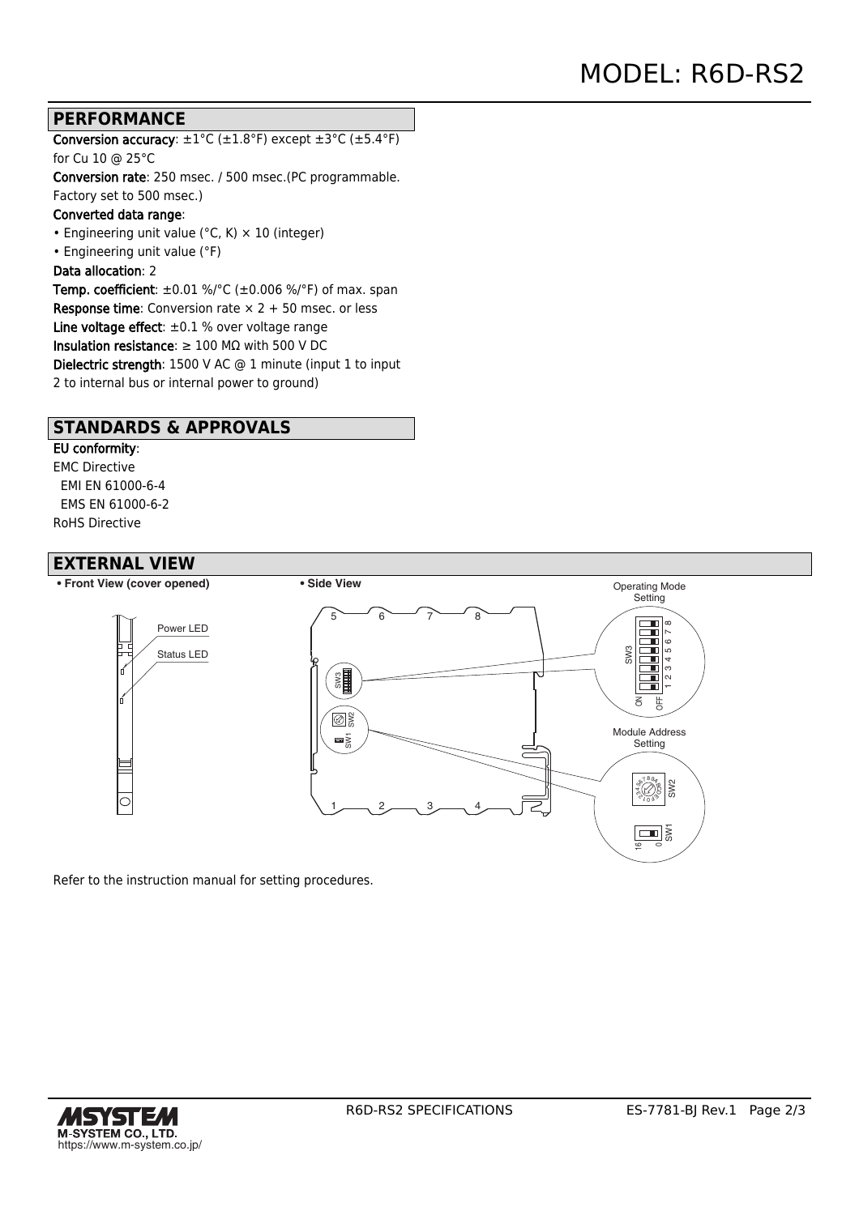# MODEL: R6D-RS2

## PERFORMANCE

**Conversion accuracy**: ±1°C (±1.8°F) except ±3°C (±5.4°F) for Cu 10 @ 25°C

**Conversion rate**: 250 msec. / 500 msec.(PC programmable. Factory set to 500 msec.)

**Converted data range**:

- Engineering unit value (°C, K) × 10 (integer)
- Engineering unit value (°F)

**Data allocation**: 2

**Temp. coefficient**: ±0.01 %/°C (±0.006 %/°F) of max. span

**Response time**: Conversion rate × 2 + 50 msec. or less

**Line voltage effect**: ±0.1 % over voltage range

**Insulation resistance**: ≥ 100 MΩ with 500 V DC

**Dielectric strength**: 1500 V AC @ 1 minute (input 1 to input 2 to internal bus or internal power to ground)

## STANDARDS & APPROVALS

**EU conformity**:

EMC Directive

  EMI EN 61000-6-4

  EMS EN 61000-6-2

RoHS Directive

## EXTERNAL VIEW

• Front View (cover opened)

Power LED

Status LED

• Side View

Operating Mode Setting

SW3

Module Address Setting

SW2

SW1

Refer to the instruction manual for setting procedures.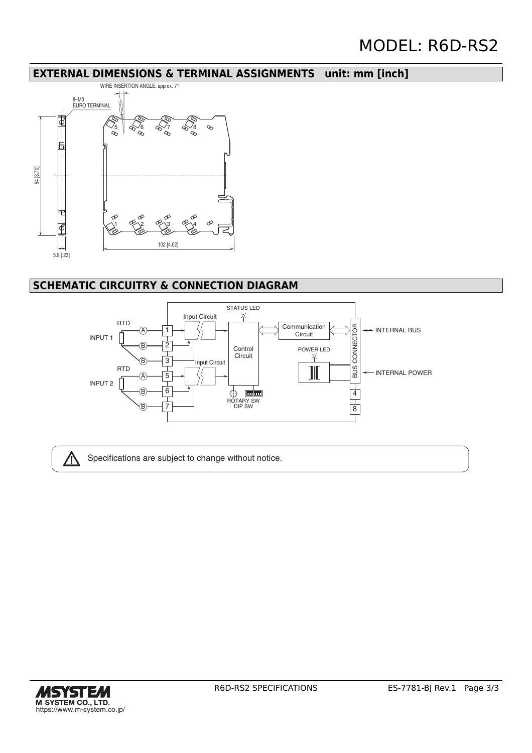MODEL: R6D-RS2

## EXTERNAL DIMENSIONS & TERMINAL ASSIGNMENTS unit: mm [inch]

WIRE INSERTION ANGLE: approx. 7°

8–M3
EURO TERMINAL

5 6 7 8

1 2 3 4

94 [3.70]

5.9 [.23]

102 [4.02]

## SCHEMATIC CIRCUITRY & CONNECTION DIAGRAM

STATUS LED

Input Circuit

RTD

INPUT 1

A B B

1 2 3

RTD

INPUT 2

A B B

5 6 7

Input Circuit

Control Circuit

ROTARY SW

DIP SW

Communication Circuit

POWER LED

BUS CONNECTOR

INTERNAL BUS

INTERNAL POWER

4

8

⚠ Specifications are subject to change without notice.